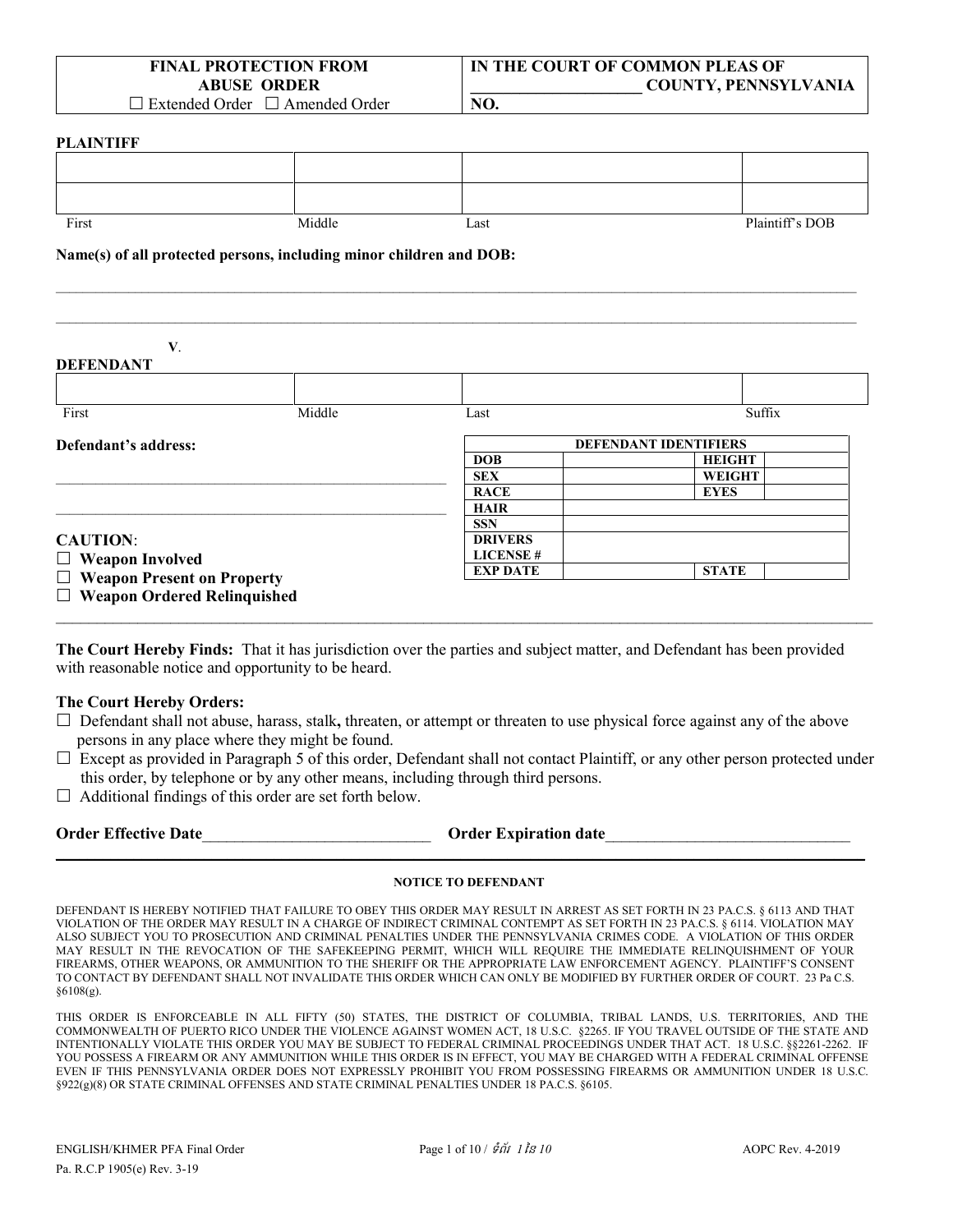| FINAL PROTECTION FROM ABUSE ORDER | IN THE COURT OF COMMON PLEAS OF |
|---|---|
| ☐ Extended Order ☐ Amended Order | ____________________ COUNTY, PENNSYLVANIA |
| | NO. |

**PLAINTIFF**

| | | | |
|---|---|---|---|
| | | | |
| | | | |
| First | Middle | Last | Plaintiff's DOB |

**Name(s) of all protected persons, including minor children and DOB:**

______________________________________________________________________________

______________________________________________________________________________

**V.**

**DEFENDANT**

| | | | |
|---|---|---|---|
| | | | |
| First | Middle | Last | Suffix |

**Defendant's address:**

______________________________________________

______________________________________________

| DEFENDANT IDENTIFIERS | | | |
|---|---|---|---|
| **DOB** | | **HEIGHT** | |
| **SEX** | | **WEIGHT** | |
| **RACE** | | **EYES** | |
| **HAIR** | | | |
| **SSN** | | | |
| **DRIVERS LICENSE #** | | | |
| **EXP DATE** | | **STATE** | |

**CAUTION**:
☐ **Weapon Involved**
☐ **Weapon Present on Property**
☐ **Weapon Ordered Relinquished**

**The Court Hereby Finds:** That it has jurisdiction over the parties and subject matter, and Defendant has been provided with reasonable notice and opportunity to be heard.

**The Court Hereby Orders:**

☐ Defendant shall not abuse, harass, stalk**,** threaten, or attempt or threaten to use physical force against any of the above persons in any place where they might be found.

☐ Except as provided in Paragraph 5 of this order, Defendant shall not contact Plaintiff, or any other person protected under this order, by telephone or by any other means, including through third persons.

☐ Additional findings of this order are set forth below.

**Order Effective Date**____________________________ **Order Expiration date**______________________________

##### NOTICE TO DEFENDANT

DEFENDANT IS HEREBY NOTIFIED THAT FAILURE TO OBEY THIS ORDER MAY RESULT IN ARREST AS SET FORTH IN 23 PA.C.S. § 6113 AND THAT VIOLATION OF THE ORDER MAY RESULT IN A CHARGE OF INDIRECT CRIMINAL CONTEMPT AS SET FORTH IN 23 PA.C.S. § 6114. VIOLATION MAY ALSO SUBJECT YOU TO PROSECUTION AND CRIMINAL PENALTIES UNDER THE PENNSYLVANIA CRIMES CODE. A VIOLATION OF THIS ORDER MAY RESULT IN THE REVOCATION OF THE SAFEKEEPING PERMIT, WHICH WILL REQUIRE THE IMMEDIATE RELINQUISHMENT OF YOUR FIREARMS, OTHER WEAPONS, OR AMMUNITION TO THE SHERIFF OR THE APPROPRIATE LAW ENFORCEMENT AGENCY. PLAINTIFF'S CONSENT TO CONTACT BY DEFENDANT SHALL NOT INVALIDATE THIS ORDER WHICH CAN ONLY BE MODIFIED BY FURTHER ORDER OF COURT. 23 Pa C.S. §6108(g).

THIS ORDER IS ENFORCEABLE IN ALL FIFTY (50) STATES, THE DISTRICT OF COLUMBIA, TRIBAL LANDS, U.S. TERRITORIES, AND THE COMMONWEALTH OF PUERTO RICO UNDER THE VIOLENCE AGAINST WOMEN ACT, 18 U.S.C. §2265. IF YOU TRAVEL OUTSIDE OF THE STATE AND INTENTIONALLY VIOLATE THIS ORDER YOU MAY BE SUBJECT TO FEDERAL CRIMINAL PROCEEDINGS UNDER THAT ACT. 18 U.S.C. §§2261-2262. IF YOU POSSESS A FIREARM OR ANY AMMUNITION WHILE THIS ORDER IS IN EFFECT, YOU MAY BE CHARGED WITH A FEDERAL CRIMINAL OFFENSE EVEN IF THIS PENNSYLVANIA ORDER DOES NOT EXPRESSLY PROHIBIT YOU FROM POSSESSING FIREARMS OR AMMUNITION UNDER 18 U.S.C. §922(g)(8) OR STATE CRIMINAL OFFENSES AND STATE CRIMINAL PENALTIES UNDER 18 PA.C.S. §6105.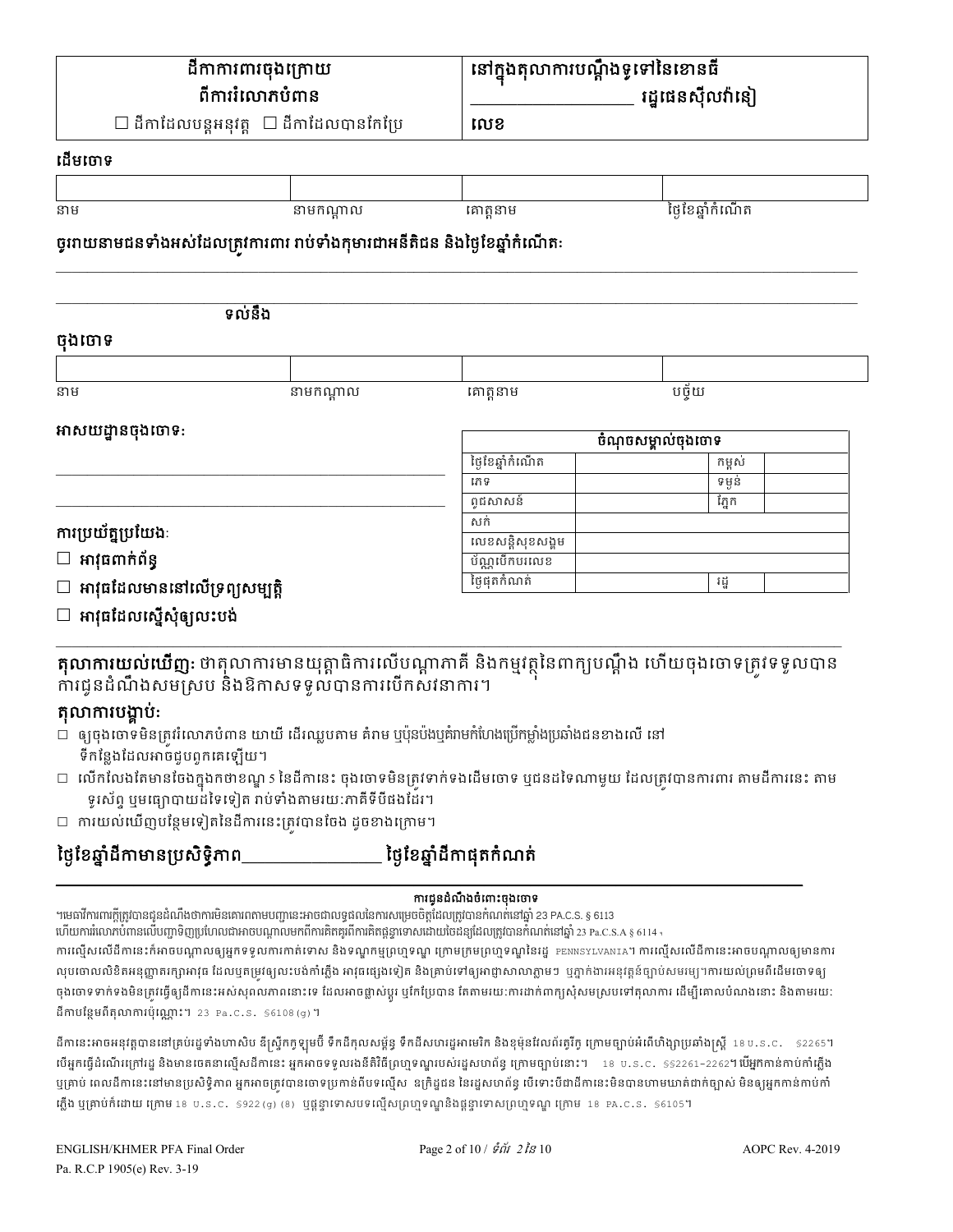| ដីកាការពារចុងក្រោយ<br>ពីការរំលោភបំពាន<br>☐ ដីកាដែលបន្តអនុវត្ត ☐ ដីកាដែលបានកែប្រែ | នៅក្នុងតុលាការបណ្តឹងទូទៅនៃខោនធី<br>_________________ រដ្ឋផេនស៊ីលវ៉ានៀ<br>លេខ |
|---|---|

**ដើមចោទ**

| | | | |
|---|---|---|---|
| នាម | នាមកណ្តាល | គោត្តនាម | ថ្ងៃខែឆ្នាំកំណើត |

**ចូររាយនាមជនទាំងអស់ដែលត្រូវការពារ រាប់ទាំងកុមារជាអនីតិជន និងថ្ងៃខែឆ្នាំកំណើតៈ**

_______________________________________________________________________________

_______________________________________________________________________________

ទល់នឹង

**ចុងចោទ**

| | | | |
|---|---|---|---|
| នាម | នាមកណ្តាល | គោត្តនាម | បច្ច័យ |

**អាសយដ្ឋានចុងចោទៈ**

_______________________________________________

_______________________________________________

| ចំណុចសម្គាល់ចុងចោទ | | | |
|---|---|---|---|
| ថ្ងៃខែឆ្នាំកំណើត | | កម្ពស់ | |
| ភេទ | | ទម្ងន់ | |
| ពូជសាសន៍ | | ភ្នែក | |
| សក់ | | | |
| លេខសន្តិសុខសង្គម | | | |
| ប័ណ្ណបើកបរលេខ | | | |
| ថ្ងៃផុតកំណត់ | | រដ្ឋ | |

**ការប្រយ័ត្នប្រយែងៈ**

☐ **អាវុធពាក់ព័ន្ធ**

☐ **អាវុធដែលមាននៅលើទ្រព្យសម្បត្តិ**

☐ **អាវុធដែលស្នើសុំឲ្យលះបង់**

**តុលាការយល់ឃើញៈ** ថាតុលាការមានយុត្តាធិការលើបណ្តាភាគី និងកម្មវត្ថុនៃពាក្យបណ្តឹង ហើយចុងចោទត្រូវទទួលបានការជូនដំណឹងសមស្រប និងឱកាសទទួលបានការបើកសវនាការ។

**តុលាការបង្គាប់ៈ**

☐ ឲ្យចុងចោទមិនត្រូវរំលោភបំពាន យាយី ដើរឈ្លបតាម គំរាម ឬប៉ុនប៉ងឬគំរាមកំហែងប្រើកម្លាំងប្រឆាំងជនខាងលើ នៅទីកន្លែងដែលអាចជួបពួកគេឡើយ។

☐ លើកលែងតែមានចែងក្នុងកថាខណ្ឌ 5 នៃដីកានេះ ចុងចោទមិនត្រូវទាក់ទងដើមចោទ ឬជនដទៃណាមួយ ដែលត្រូវបានការពារ តាមដីកានេះ តាមទូរស័ព្ទ ឬមធ្យោបាយដទៃទៀត រាប់ទាំងតាមរយៈភាគីទីបីផងដែរ។

☐ ការយល់ឃើញបន្ថែមទៀតនៃដីកានេះត្រូវបានចែង ដូចខាងក្រោម។

**ថ្ងៃខែឆ្នាំដីកាមានប្រសិទ្ធិភាព_______________ ថ្ងៃខែឆ្នាំដីកាផុតកំណត់**

**ការជូនដំណឹងចំពោះចុងចោទ**

។មេធាវីការពារក្តីត្រូវបានជូនដំណឹងថាការមិនគោរពតាមបញ្ជានេះអាចជាលទ្ធផលនៃការសម្រេចចិត្តដែលត្រូវបានកំណត់នៅឆ្នាំ 23 PA.C.S. § 6113 ហើយការរំលោភបំពានលើបញ្ជាទិញប្រហែលជាអាចបណ្តាលមកពីការគិតគូរពីការគិតថ្លៃផ្ទាទោសដោយចៃដន្យដែលត្រូវបានកំណត់នៅឆ្នាំ 23 Pa.C.S.A § 6114។ ការល្មើសលើដីកានេះក៏អាចបណ្តាលឲ្យអ្នកទទួលការកាត់ទោស និងទណ្ឌកម្មព្រហ្មទណ្ឌ ក្រោមក្រមព្រហ្មទណ្ឌនៃរដ្ឋ PENNSYLVANIA។ ការល្មើសលើដីកានេះអាចបណ្តាលឲ្យមានការលុបចោលលិខិតអនុញ្ញាតកាន់កាប់អាវុធ ដែលឬតម្រូវឲ្យលះបង់កាំភ្លើង អាវុធផ្សេងទៀត និងគ្រាប់ទៅឲ្យអាជ្ញាសាលាភ្លាមៗ ឬភ្នាក់ងារអនុវត្តន៍ច្បាប់សមរម្យ។ការយល់ព្រមពីដើមចោទឲ្យចុងចោទទាក់ទងមិនត្រូវធ្វើឲ្យដីកានេះអស់សុពលភាពនោះទេ ដែលអាចផ្លាស់ប្តូរ ឬកែប្រែបាន តែតាមរយៈការដាក់ពាក្យសុំសមស្របទៅតុលាការ ដើម្បីគោលបំណងនោះ និងតាមរយៈដីកាបន្ថែមពីតុលាការប៉ុណ្ណោះ។ 23 Pa.C.S. §6108(g)។

ដីកានេះអាចអនុវត្តបាននៅគ្រប់រដ្ឋទាំងហាសិប ឌីស្ត្រិកកូឡុមប៊ី ទឹកដីកុលសម្ព័ន្ធ ទឹកដីសហរដ្ឋអាមេរិក និងខុម៉ុនវែលត៍ភូរីកូ ក្រោមច្បាប់អំពើហិង្សាប្រឆាំងស្ត្រី 18 U.S.C. §2265។ បើអ្នកធ្វើដំណើរក្រៅរដ្ឋ និងមានចេតនាល្មើសដីកានេះ អ្នកអាចទទួលរងនីតិវិធីព្រហ្មទណ្ឌរបស់រដ្ឋសហព័ន្ធ ក្រោមច្បាប់នោះ។ 18 U.S.C. §§2261-2262។បើអ្នកកាន់កាប់កាំភ្លើង ឬគ្រាប់ ពេលដីកានេះនៅមានប្រសិទ្ធិភាព អ្នកអាចត្រូវបានចោទប្រកាន់ពីបទល្មើស ឧក្រិដ្ឋជន នៃរដ្ឋសហព័ន្ធ បើទោះបីជាដីកានេះមិនបានហាមឃាត់ជាក់ច្បាស់ មិនឲ្យអ្នកកាន់កាប់កាំភ្លើង ឬគ្រាប់ក៏ដោយ ក្រោម 18 U.S.C. §922(g)(8) ឬផ្តន្ទាទោសបទល្មើសព្រហ្មទណ្ឌនិងផ្តន្ទាទោសព្រហ្មទណ្ឌ ក្រោម 18 PA.C.S. §6105។

ENGLISH/KHMER PFA Final Order
Pa. R.C.P 1905(e) Rev. 3-19

AOPC Rev. 4-2019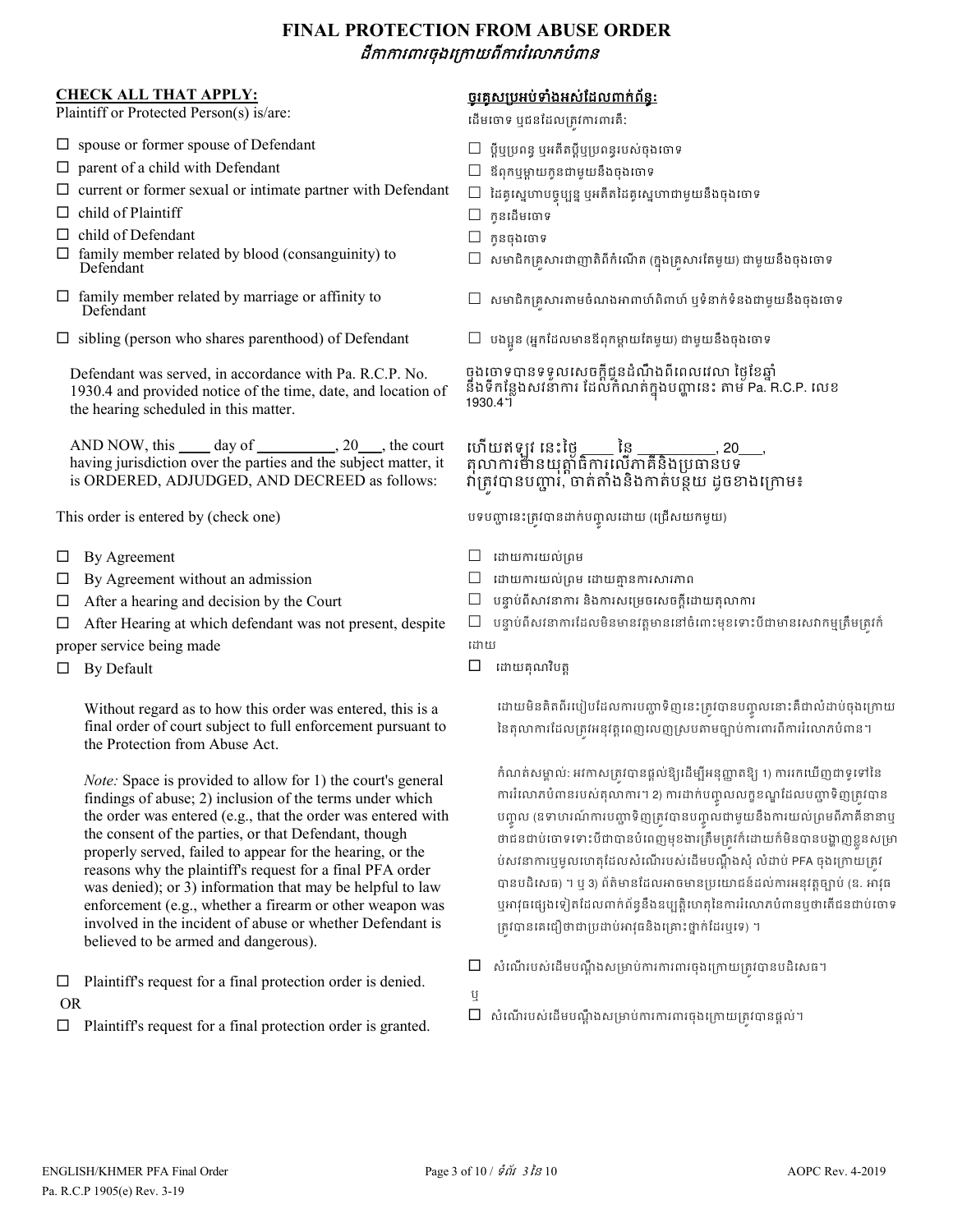# FINAL PROTECTION FROM ABUSE ORDER
## *ដីកាការពារចុងក្រោយពីការរំលោភបំពាន*

**CHECK ALL THAT APPLY:**

Plaintiff or Protected Person(s) is/are:

- ☐ spouse or former spouse of Defendant
- ☐ parent of a child with Defendant
- ☐ current or former sexual or intimate partner with Defendant
- ☐ child of Plaintiff
- ☐ child of Defendant
- ☐ family member related by blood (consanguinity) to Defendant
- ☐ family member related by marriage or affinity to Defendant
- ☐ sibling (person who shares parenthood) of Defendant

**ចូរគូសប្រអប់ទាំងអស់ដែលពាក់ព័ន្ធ:**

ដើមចោទ ឬជនដែលត្រូវការពារគឺ:

- ☐ ប្តីឬប្រពន្ធ ឬអតីតប្តីឬប្រពន្ធរបស់ចុងចោទ
- ☐ ឪពុកឬម្តាយកូនជាមួយនឹងចុងចោទ
- ☐ ដៃគូស្នេហាបច្ចុប្បន្ន ឬអតីតដៃគូស្នេហាជាមួយនឹងចុងចោទ
- ☐ កូនដើមចោទ
- ☐ កូនចុងចោទ
- ☐ សមាជិកគ្រួសារជាញាតិពីកំណើត (ក្នុងគ្រួសារតែមួយ) ជាមួយនឹងចុងចោទ
- ☐ សមាជិកគ្រួសារតាមចំណងអាពាហ៍ពិពាហ៍ ឬទំនាក់ទំនងជាមួយនឹងចុងចោទ
- ☐ បងប្អូន (អ្នកដែលមានឪពុកម្តាយតែមួយ) ជាមួយនឹងចុងចោទ

Defendant was served, in accordance with Pa. R.C.P. No. 1930.4 and provided notice of the time, date, and location of the hearing scheduled in this matter.

ចុងចោទបានទទួលសេចក្តីជូនដំណឹងពីពេលវេលា ថ្ងៃខែឆ្នាំ និងទីកន្លែងសវនាការ ដែលកំណត់ក្នុងបញ្ហានេះ តាម Pa. R.C.P. លេខ 1930.4។

AND NOW, this ____ day of __________, 20___, the court having jurisdiction over the parties and the subject matter, it is ORDERED, ADJUDGED, AND DECREED as follows:

ហើយឥឡូវ នេះថ្ងៃ ____ នៃ __________, 20___, តុលាការមានយុត្តាធិការលើភាគីនិងប្រធានបទ វាត្រូវបានបញ្ជា, ចាត់តាំងនិងកាត់បន្ថយ ដូចខាងក្រោម៖

This order is entered by (check one)

- ☐ By Agreement
- ☐ By Agreement without an admission
- ☐ After a hearing and decision by the Court
- ☐ After Hearing at which defendant was not present, despite proper service being made
- ☐ By Default

បទបញ្ជានេះត្រូវបានដាក់បញ្ចូលដោយ (ជ្រើសយកមួយ)

- ☐ ដោយការយល់ព្រម
- ☐ ដោយការយល់ព្រម ដោយគ្មានការសារភាព
- ☐ បន្ទាប់ពីសវនាការ និងការសម្រេចសេចក្តីដោយតុលាការ
- ☐ បន្ទាប់ពីសវនាការដែលមិនមានវត្តមាននៅចំពោះមុខទោះបីជាមានសេវាកម្មត្រឹមត្រូវក៏ដោយ
- ☐ ដោយគុណវិបត្ត

Without regard as to how this order was entered, this is a final order of court subject to full enforcement pursuant to the Protection from Abuse Act.

ដោយមិនគិតពីរបៀបដែលការបញ្ជាទិញនេះត្រូវបានបញ្ចូលនោះគឺជាលំដាប់ចុងក្រោយនៃតុលាការដែលត្រូវអនុវត្តពេញលេញស្របតាមច្បាប់ការពារពីការរំលោភបំពាន។

*Note:* Space is provided to allow for 1) the court's general findings of abuse; 2) inclusion of the terms under which the order was entered (e.g., that the order was entered with the consent of the parties, or that Defendant, though properly served, failed to appear for the hearing, or the reasons why the plaintiff's request for a final PFA order was denied); or 3) information that may be helpful to law enforcement (e.g., whether a firearm or other weapon was involved in the incident of abuse or whether Defendant is believed to be armed and dangerous).

កំណត់សម្គាល់: អវកាសត្រូវបានផ្តល់ឱ្យដើម្បីអនុញ្ញាតឱ្យ 1) ការរកឃើញជាទូទៅនៃការរំលោភបំពានរបស់តុលាការ។ 2) ការដាក់បញ្ចូលលក្ខខណ្ឌដែលបញ្ជាទិញត្រូវបានបញ្ចូល (ឧទាហរណ៍ការបញ្ជាទិញត្រូវបានបញ្ចូលជាមួយនឹងការយល់ព្រមពីភាគីនានាឬថាជនជាប់ចោទទោះបីជាបានបំពេញមុខងារត្រឹមត្រូវក៏ដោយក៏មិនបានបង្ហាញខ្លួនសម្រាប់សវនាការឬមូលហេតុដែលសំណើរបស់ដើមបណ្តឹងសុំ លំដាប់ PFA ចុងក្រោយត្រូវបានបដិសេធ) ។ ឬ 3) ព័ត៌មានដែលអាចមានប្រយោជន៍ដល់ការអនុវត្តច្បាប់ (ឧ. អាវុធឬអាវុធផ្សេងទៀតដែលពាក់ព័ន្ធនឹងឧប្បត្តិហេតុនៃការរំលោភបំពានឬថាតើជនជាប់ចោទត្រូវបានគេជឿថាជាប្រដាប់អាវុធនិងគ្រោះថ្នាក់ដែរឬទេ) ។

- ☐ Plaintiff's request for a final protection order is denied.

OR

- ☐ Plaintiff's request for a final protection order is granted.

- ☐ សំណើរបស់ដើមបណ្តឹងសម្រាប់ការការពារចុងក្រោយត្រូវបានបដិសេធ។

ឬ

- ☐ សំណើរបស់ដើមបណ្តឹងសម្រាប់ការការពារចុងក្រោយត្រូវបានផ្តល់។

ENGLISH/KHMER PFA Final Order
Pa. R.C.P 1905(e) Rev. 3-19
AOPC Rev. 4-2019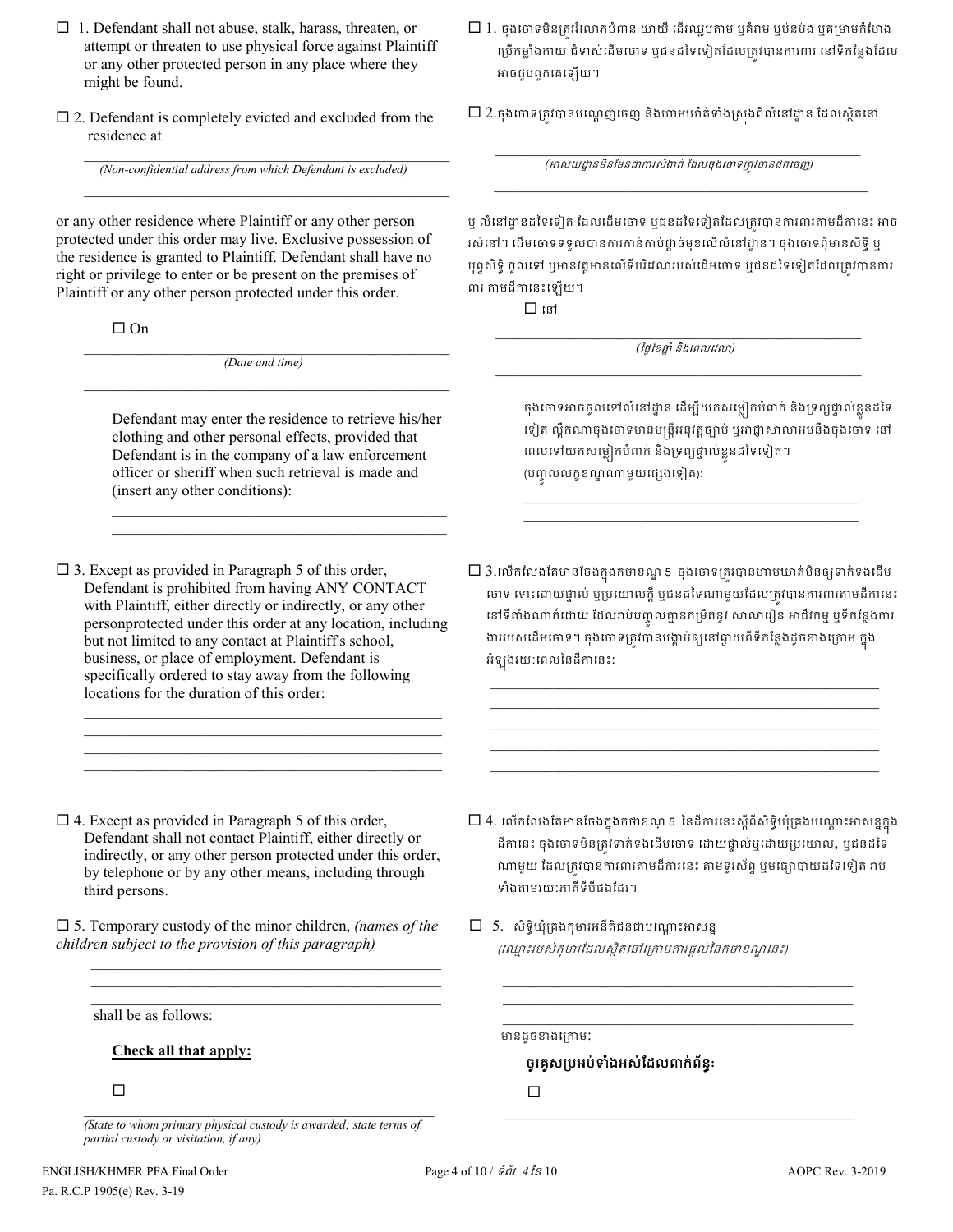☐ 1. Defendant shall not abuse, stalk, harass, threaten, or attempt or threaten to use physical force against Plaintiff or any other protected person in any place where they might be found.

☐ 1. ចុងចោទមិនត្រូវរំលោភបំពាន យាយី ដើរឈ្លបតាម ឬគំរាម ឬប៉ុនប៉ង ឬគម្រាមកំហែងប្រើកម្លាំងកាយ ជំទាស់ដើមចោទ ឬជនដទៃទៀតដែលត្រូវបានការពារ នៅទីកន្លែងដែលអាចជួបពួកគេឡើយ។

☐ 2. Defendant is completely evicted and excluded from the residence at

_______________________________________________

*(Non-confidential address from which Defendant is excluded)*

_______________________________________________

or any other residence where Plaintiff or any other person protected under this order may live. Exclusive possession of the residence is granted to Plaintiff. Defendant shall have no right or privilege to enter or be present on the premises of Plaintiff or any other person protected under this order.

☐ 2.ចុងចោទត្រូវបានបណ្តេញចេញ និងហាមឃាត់ទាំងស្រុងពីលំនៅដ្ឋាន ដែលស្ថិតនៅ

_______________________________________________

*(អាសយដ្ឋានមិនមែនជាការសំងាត់ ដែលចុងចោទត្រូវបានដកចេញ)*

_______________________________________________

ឬ លំនៅដ្ឋានដទៃទៀត ដែលដើមចោទ ឬជនដទៃទៀតដែលត្រូវបានការពារតាមដីកានេះ អាចរស់នៅ។ ដើមចោទទទួលបានការកាន់កាប់ផ្តាច់មុខលើលំនៅដ្ឋាន។ ចុងចោទពុំមានសិទ្ធិ ឬ បុព្វសិទ្ធិ ចូលទៅ ឬមានវត្តមានលើទីបរិវេណរបស់ដើមចោទ ឬជនដទៃទៀតដែលត្រូវបានការពារ តាមដីកានេះឡើយ។

☐ On

_______________________________________________

*(Date and time)*

_______________________________________________

☐ នៅ

_______________________________________________

*(ថ្ងៃខែឆ្នាំ និងពេលវេលា)*

_______________________________________________

Defendant may enter the residence to retrieve his/her clothing and other personal effects, provided that Defendant is in the company of a law enforcement officer or sheriff when such retrieval is made and (insert any other conditions):

_______________________________________________

_______________________________________________

ចុងចោទអាចចូលទៅលំនៅដ្ឋាន ដើម្បីយកសម្លៀកបំពាក់ និងទ្រព្យផ្ទាល់ខ្លួនដទៃទៀត លុះត្រាតែចុងចោទមានមន្ត្រីអនុវត្តច្បាប់ ឬអាជ្ញាសាលាអមនឹងចុងចោទ នៅពេលទៅយកសម្លៀកបំពាក់ និងទ្រព្យផ្ទាល់ខ្លួនដទៃទៀត។ (បញ្ចូលលក្ខខណ្ឌណាមួយផ្សេងទៀត)៖

_______________________________________________

_______________________________________________

☐ 3. Except as provided in Paragraph 5 of this order, Defendant is prohibited from having ANY CONTACT with Plaintiff, either directly or indirectly, or any other personprotected under this order at any location, including but not limited to any contact at Plaintiff's school, business, or place of employment. Defendant is specifically ordered to stay away from the following locations for the duration of this order:

_______________________________________________

_______________________________________________

_______________________________________________

_______________________________________________

☐ 3.លើកលែងតែមានចែងក្នុងកថាខណ្ឌ 5 ចុងចោទត្រូវបានហាមឃាត់មិនឲ្យទាក់ទងដើមចោទ ទោះដោយផ្ទាល់ ឬប្រយោលក្តី ឬជនដទៃណាមួយដែលត្រូវបានការពារតាមដីកានេះ នៅទីតាំងណាក៏ដោយ ដែលរាប់បញ្ចូលគ្មានកម្រិតនូវ សាលារៀន អាជីវកម្ម ឬទីកន្លែងការងាររបស់ដើមចោទ។ ចុងចោទត្រូវបានបង្គាប់ឲ្យនៅឆ្ងាយពីទីកន្លែងដូចខាងក្រោម ក្នុងអំឡុងរយៈពេលនៃដីកានេះ៖

_______________________________________________

_______________________________________________

_______________________________________________

_______________________________________________

_______________________________________________

☐ 4. Except as provided in Paragraph 5 of this order, Defendant shall not contact Plaintiff, either directly or indirectly, or any other person protected under this order, by telephone or by any other means, including through third persons.

☐ 4. លើកលែងតែមានចែងក្នុងកថាខណ្ឌ 5 នៃដីកានេះស្តីពីសិទ្ធិឃុំគ្រងបណ្តោះអាសន្នក្នុងដីកានេះ ចុងចោទមិនត្រូវទាក់ទងដើមចោទ ដោយផ្ទាល់ឬដោយប្រយោល, ឬជនដទៃណាមួយ ដែលត្រូវបានការពារតាមដីកានេះ តាមទូរស័ព្ទ ឬមធ្យោបាយដទៃទៀត រាប់ទាំងតាមរយៈភាគីទីបីផងដែរ។

☐ 5. Temporary custody of the minor children, *(names of the children subject to the provision of this paragraph)*

_______________________________________________

_______________________________________________

_______________________________________________

shall be as follows:

**Check all that apply:**

☐

_______________________________________________

*(State to whom primary physical custody is awarded; state terms of partial custody or visitation, if any)*

☐ 5. សិទ្ធិឃុំគ្រងកុមារអនីតិជនជាបណ្តោះអាសន្ន *(ឈ្មោះរបស់កុមារដែលស្ថិតនៅក្រោមការផ្តល់នៃកថាខណ្ឌនេះ)*

_______________________________________________

_______________________________________________

_______________________________________________

មានដូចខាងក្រោម៖

**ចូរគូសប្រអប់ទាំងអស់ដែលពាក់ព័ន្ធ៖**

☐

_______________________________________________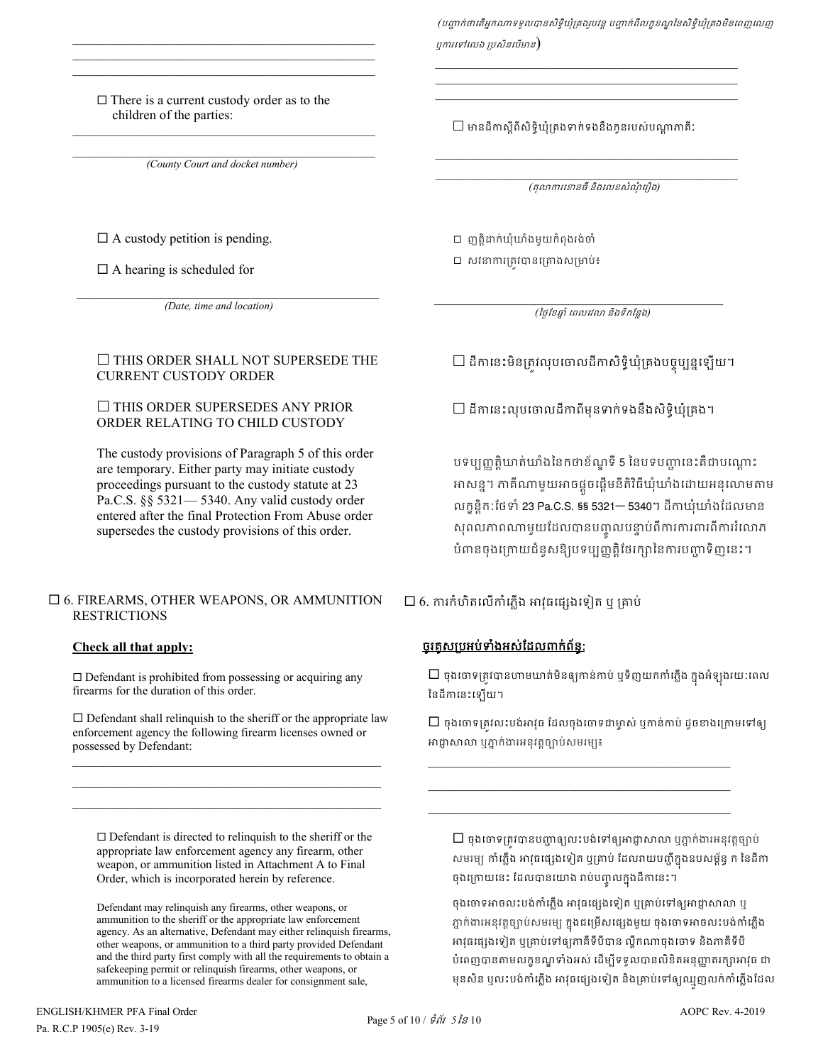______________________________________________
______________________________________________
______________________________________________

(បញ្ជាក់ថាតើអ្នកណាទទួលបានសិទ្ធិឃុំគ្រងបណ្ដោះអាសន្ន បញ្ជាក់ពីលក្ខខណ្ឌនៃសិទ្ធិឃុំគ្រងមិនពេញលេញ ឬការទៅលេង ប្រសិនបើមាន)

______________________________________________
______________________________________________
______________________________________________

☐ There is a current custody order as to the children of the parties:

☐ មានដីកាស្ដីពីសិទ្ធិឃុំគ្រងទាក់ទងនឹងកូនរបស់បណ្ដាភាគី:

______________________________________________
______________________________________________

*(County Court and docket number)*

*(តុលាការខោនធី និងលេខសំណុំរឿង)*

☐ A custody petition is pending.

☐ ញត្តិដាក់ឃុំឃាំងមួយកំពុងរង់ចាំ

☐ A hearing is scheduled for

☐ សវនាការត្រូវបានគ្រោងសម្រាប់៖

______________________________________________

*(Date, time and location)*

*(ថ្ងៃខែឆ្នាំ ពេលវេលា និងទីកន្លែង)*

☐ THIS ORDER SHALL NOT SUPERSEDE THE CURRENT CUSTODY ORDER

☐ ដីកានេះមិនត្រូវលុបចោលដីកាសិទ្ធិឃុំគ្រងបច្ចុប្បន្នឡើយ។

☐ THIS ORDER SUPERSEDES ANY PRIOR ORDER RELATING TO CHILD CUSTODY

☐ ដីកានេះលុបចោលដីកាពីមុនទាក់ទងនឹងសិទ្ធិឃុំគ្រង។

The custody provisions of Paragraph 5 of this order are temporary. Either party may initiate custody proceedings pursuant to the custody statute at 23 Pa.C.S. §§ 5321— 5340. Any valid custody order entered after the final Protection From Abuse order supersedes the custody provisions of this order.

បទប្បញ្ញត្តិឃាត់ឃាំងនៃកថាខ័ណ្ឌទី 5 នៃបទបញ្ជានេះគឺជាបណ្ដោះអាសន្ន។ ភាគីណាមួយអាចផ្ដួចផ្ដើមនីតិវិធីឃុំឃាំងដោយអនុលោមតាមលក្ខន្តិកៈថៃទាំ 23 Pa.C.S. §§ 5321— 5340។ ដីកាឃុំឃាំងដែលមានសុពលភាពណាមួយដែលបានបញ្ចូលបន្ទាប់ពីការការពារពីការរំលោភបំពានចុងក្រោយជំនួសឱ្យបទប្បញ្ញត្តិថែរក្សានៃការបញ្ជាទិញនេះ។

## ☐ 6. FIREARMS, OTHER WEAPONS, OR AMMUNITION RESTRICTIONS

## ☐ 6. ការកំហិតលើកាំភ្លើង អាវុធផ្សេងទៀត ឬ គ្រាប់

**Check all that apply:**

**ចូរគូសប្រអប់ទាំងអស់ដែលពាក់ព័ន្ធ:**

☐ Defendant is prohibited from possessing or acquiring any firearms for the duration of this order.

☐ ចុងចោទត្រូវបានហាមឃាត់មិនឲ្យកាន់កាប់ ឬទិញយកកាំភ្លើង ក្នុងអំឡុងរយៈពេលនៃដីកានេះឡើយ។

☐ Defendant shall relinquish to the sheriff or the appropriate law enforcement agency the following firearm licenses owned or possessed by Defendant:

☐ ចុងចោទត្រូវលះបង់អាវុធ ដែលចុងចោទជាម្ចាស់ ឬកាន់កាប់ ដូចខាងក្រោមទៅឲ្យអាជ្ញាសាលា ឬភ្នាក់ងារអនុវត្តច្បាប់សមរម្យ៖

______________________________________________
______________________________________________
______________________________________________

☐ Defendant is directed to relinquish to the sheriff or the appropriate law enforcement agency any firearm, other weapon, or ammunition listed in Attachment A to Final Order, which is incorporated herein by reference.

☐ ចុងចោទត្រូវបានបញ្ជាឲ្យលះបង់ទៅឲ្យអាជ្ញាសាលា ឬភ្នាក់ងារអនុវត្តច្បាប់សមរម្យ កាំភ្លើង អាវុធផ្សេងទៀត ឬគ្រាប់ ដែលរាយបញ្ជីក្នុងឧបសម្ព័ន្ធ ក នៃដីកាចុងក្រោយនេះ ដែលបានយោង រាប់បញ្ចូលក្នុងដីកានេះ។

Defendant may relinquish any firearms, other weapons, or ammunition to the sheriff or the appropriate law enforcement agency. As an alternative, Defendant may either relinquish firearms, other weapons, or ammunition to a third party provided Defendant and the third party first comply with all the requirements to obtain a safekeeping permit or relinquish firearms, other weapons, or ammunition to a licensed firearms dealer for consignment sale,

ចុងចោទអាចលះបង់កាំភ្លើង អាវុធផ្សេងទៀត ឬគ្រាប់ទៅឲ្យអាជ្ញាសាលា ឬភ្នាក់ងារអនុវត្តច្បាប់សមរម្យ ក្នុងជម្រើសផ្សេងមួយ ចុងចោទអាចលះបង់កាំភ្លើង អាវុធផ្សេងទៀត ឬគ្រាប់ទៅឲ្យភាគីទីបីបាន ល្គឹកណាចុងចោទ និងភាគីទីបីបំពេញបានតាមលក្ខខណ្ឌទាំងអស់ ដើម្បីទទួលបានលិខិតអនុញ្ញាតរក្សាអាវុធ ជាមុនសិន ឬលះបង់កាំភ្លើង អាវុធផ្សេងទៀត និងគ្រាប់ទៅឲ្យឈ្មួញលក់កាំភ្លើងដែល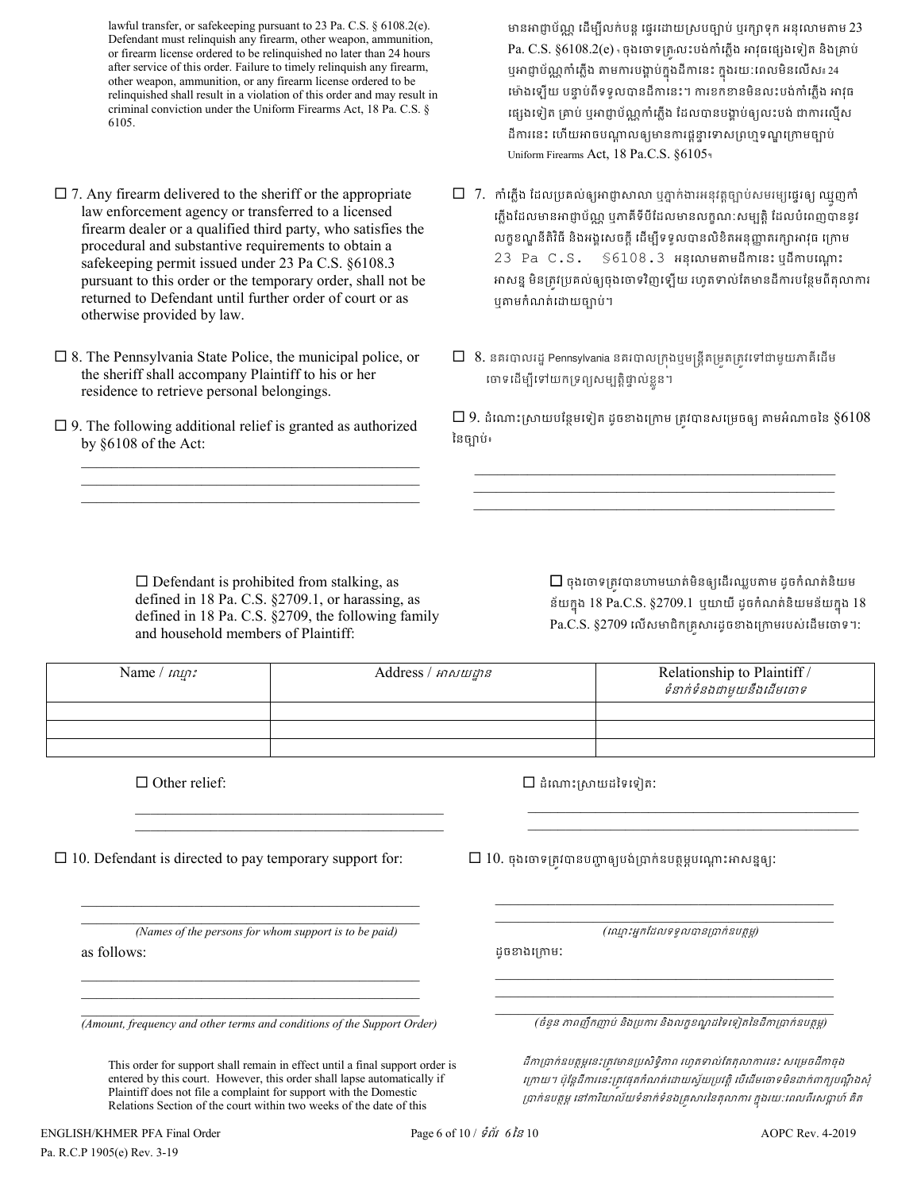lawful transfer, or safekeeping pursuant to 23 Pa. C.S. § 6108.2(e). Defendant must relinquish any firearm, other weapon, ammunition, or firearm license ordered to be relinquished no later than 24 hours after service of this order. Failure to timely relinquish any firearm, other weapon, ammunition, or any firearm license ordered to be relinquished shall result in a violation of this order and may result in criminal conviction under the Uniform Firearms Act, 18 Pa. C.S. § 6105.

មានអាជ្ញាប័ណ្ណ ដើម្បីលក់បន្ត ផ្ទេរដោយស្របច្បាប់ ឬរក្សាទុក អនុលោមតាម 23 Pa. C.S. §6108.2(e)។ ចុងចោទត្រូវលះបង់កាំភ្លើង អាវុធផ្សេងទៀត និងគ្រាប់ ឬអាជ្ញាប័ណ្ណកាំភ្លើង តាមការបង្គាប់ក្នុងដីកានេះ ក្នុងរយៈពេលមិនលើសពី 24 ម៉ោងឡើយ បន្ទាប់ពីទទួលបានដីកានេះ។ ការខកខានមិនលះបង់កាំភ្លើង អាវុធផ្សេងទៀត គ្រាប់ ឬអាជ្ញាប័ណ្ណកាំភ្លើង ដែលបានបង្គាប់ឲ្យលះបង់ ជាការល្មើសដីកានេះ ហើយអាចបណ្តាលឲ្យមានការផ្តន្ទាទោសព្រហ្មទណ្ឌក្រោមច្បាប់ Uniform Firearms Act, 18 Pa.C.S. §6105។

☐ 7. Any firearm delivered to the sheriff or the appropriate law enforcement agency or transferred to a licensed firearm dealer or a qualified third party, who satisfies the procedural and substantive requirements to obtain a safekeeping permit issued under 23 Pa C.S. §6108.3 pursuant to this order or the temporary order, shall not be returned to Defendant until further order of court or as otherwise provided by law.

☐ 7. កាំភ្លើង ដែលប្រគល់ឲ្យអាជ្ញាសាលា ឬភ្នាក់ងារអនុវត្តច្បាប់សមស្រប ឬផ្ទេរឲ្យ ឈ្មួញកាំភ្លើងដែលមានអាជ្ញាប័ណ្ណ ឬភាគីទីបីដែលមានលក្ខណៈសម្បត្តិ ដែលបំពេញបាននូវលក្ខខណ្ឌនីតិវិធី និងអង្គសេចក្តី ដើម្បីទទួលបានលិខិតអនុញ្ញាតរក្សាអាវុធ ក្រោម 23 Pa C.S. §6108.3 អនុលោមតាមដីកានេះ ឬដីកាបណ្តោះអាសន្ន មិនត្រូវប្រគល់ឲ្យចុងចោទវិញឡើយ រហូតទាល់តែមានដីកាបន្ថែមពីតុលាការ ឬតាមកំណត់ដោយច្បាប់។

☐ 8. The Pennsylvania State Police, the municipal police, or the sheriff shall accompany Plaintiff to his or her residence to retrieve personal belongings.

☐ 8. នគរបាលរដ្ឋ Pennsylvania នគរបាលក្រុងឬមន្ត្រីតម្រួតត្រូវទៅជាមួយភាគីដើមចោទដើម្បីទៅយកទ្រព្យសម្បត្តិផ្ទាល់ខ្លួន។

☐ 9. The following additional relief is granted as authorized by §6108 of the Act:

☐ 9. ដំណោះស្រាយបន្ថែមទៀត ដូចខាងក្រោម ត្រូវបានសម្រេចឲ្យ តាមអំណាចនៃ §6108 នៃច្បាប់៖

\_\_\_\_\_\_\_\_\_\_\_\_\_\_\_\_\_\_\_\_\_\_\_\_\_\_\_\_\_\_\_\_\_\_\_\_\_\_\_\_\_\_\_\_\_\_
\_\_\_\_\_\_\_\_\_\_\_\_\_\_\_\_\_\_\_\_\_\_\_\_\_\_\_\_\_\_\_\_\_\_\_\_\_\_\_\_\_\_\_\_\_\_
\_\_\_\_\_\_\_\_\_\_\_\_\_\_\_\_\_\_\_\_\_\_\_\_\_\_\_\_\_\_\_\_\_\_\_\_\_\_\_\_\_\_\_\_\_\_

☐ Defendant is prohibited from stalking, as defined in 18 Pa. C.S. §2709.1, or harassing, as defined in 18 Pa. C.S. §2709, the following family and household members of Plaintiff:

☐ ចុងចោទត្រូវបានហាមឃាត់មិនឲ្យដើរឈ្លបតាម ដូចកំណត់និយមន័យក្នុង 18 Pa.C.S. §2709.1 ឬយាយី ដូចកំណត់និយមន័យក្នុង 18 Pa.C.S. §2709 លើសមាជិកគ្រួសារដូចខាងក្រោមរបស់ដើមចោទ។:

| Name / ឈ្មោះ | Address / អាសយដ្ឋាន | Relationship to Plaintiff / ទំនាក់ទំនងជាមួយនឹងដើមចោទ |
|---|---|---|
| | | |
| | | |
| | | |

☐ Other relief:

☐ ដំណោះស្រាយដទៃទៀត:

\_\_\_\_\_\_\_\_\_\_\_\_\_\_\_\_\_\_\_\_\_\_\_\_\_\_\_\_\_\_\_\_\_\_\_\_\_\_\_\_\_\_\_\_\_\_
\_\_\_\_\_\_\_\_\_\_\_\_\_\_\_\_\_\_\_\_\_\_\_\_\_\_\_\_\_\_\_\_\_\_\_\_\_\_\_\_\_\_\_\_\_\_

☐ 10. Defendant is directed to pay temporary support for:

☐ 10. ចុងចោទត្រូវបានបញ្ជាឲ្យបង់ប្រាក់ឧបត្ថម្ភបណ្តោះអាសន្នឲ្យ:

\_\_\_\_\_\_\_\_\_\_\_\_\_\_\_\_\_\_\_\_\_\_\_\_\_\_\_\_\_\_\_\_\_\_\_\_\_\_\_\_\_\_\_\_\_\_
\_\_\_\_\_\_\_\_\_\_\_\_\_\_\_\_\_\_\_\_\_\_\_\_\_\_\_\_\_\_\_\_\_\_\_\_\_\_\_\_\_\_\_\_\_\_

*(Names of the persons for whom support is to be paid)*

*(ឈ្មោះអ្នកដែលទទួលបានប្រាក់ឧបត្ថម្ភ)*

as follows:

ដូចខាងក្រោម:

\_\_\_\_\_\_\_\_\_\_\_\_\_\_\_\_\_\_\_\_\_\_\_\_\_\_\_\_\_\_\_\_\_\_\_\_\_\_\_\_\_\_\_\_\_\_
\_\_\_\_\_\_\_\_\_\_\_\_\_\_\_\_\_\_\_\_\_\_\_\_\_\_\_\_\_\_\_\_\_\_\_\_\_\_\_\_\_\_\_\_\_\_
\_\_\_\_\_\_\_\_\_\_\_\_\_\_\_\_\_\_\_\_\_\_\_\_\_\_\_\_\_\_\_\_\_\_\_\_\_\_\_\_\_\_\_\_\_\_

*(Amount, frequency and other terms and conditions of the Support Order)*

*(ចំនួន ភាពញឹកញាប់ និងប្រការ និងលក្ខខណ្ឌដទៃទៀតនៃដីកាប្រាក់ឧបត្ថម្ភ)*

This order for support shall remain in effect until a final support order is entered by this court. However, this order shall lapse automatically if Plaintiff does not file a complaint for support with the Domestic Relations Section of the court within two weeks of the date of this

*ដីកាប្រាក់ឧបត្ថម្ភនេះត្រូវមានប្រសិទ្ធិភាព រហូតទាល់តែតុលាការនេះ សម្រេចដីកាចុងក្រោយ។ ប៉ុន្តែដីកានេះត្រូវផុតកំណត់ដោយស្វ័យប្រវត្តិ បើដើមចោទមិនដាក់ពាក្យបណ្តឹងសុំប្រាក់ឧបត្ថម្ភ នៅការិយាល័យទំនាក់ទំនងគ្រួសារនៃតុលាការ ក្នុងរយៈពេលពីរសប្តាហ៍ គិត*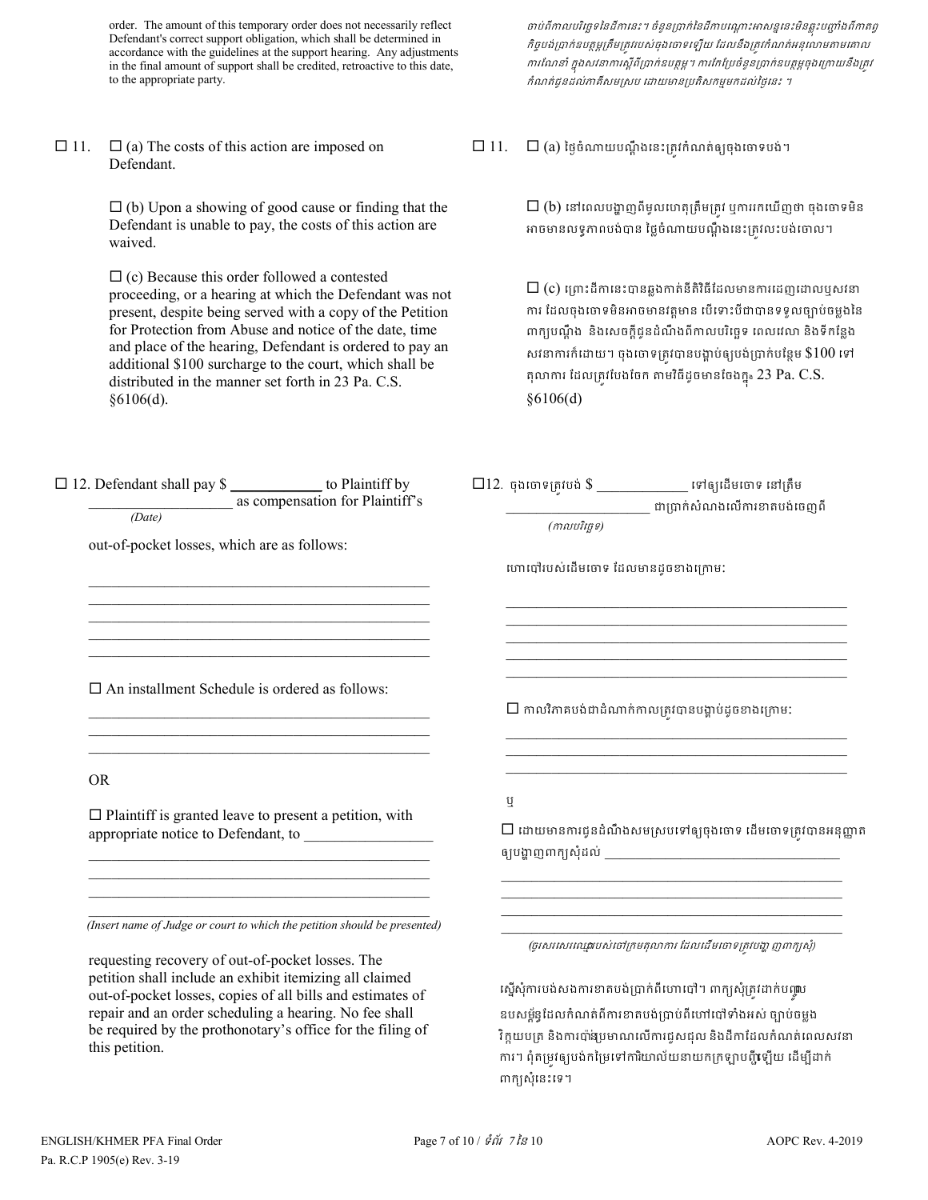order. The amount of this temporary order does not necessarily reflect Defendant's correct support obligation, which shall be determined in accordance with the guidelines at the support hearing. Any adjustments in the final amount of support shall be credited, retroactive to this date, to the appropriate party.

*ចាប់ពីកាលបរិច្ឆេទនៃដីកានេះ។ ចំនួនប្រាក់នៃដីកាបណ្ដោះអាសន្ននេះមិនឆ្លុះបញ្ចាំងពីកាតព្វកិច្ចបង់ប្រាក់ឧបត្ថម្ភត្រឹមត្រូវរបស់ចុងចោទឡើយ ដែលនឹងត្រូវកំណត់អនុលោមតាមគោលការណ៍ណែនាំ ក្នុងសវនាការស្ដីពីប្រាក់ឧបត្ថម្ភ។ ការកែប្រែចំនួនប្រាក់ឧបត្ថម្ភចុងក្រោយនឹងត្រូវកំណត់ជូនដល់ភាគីសមស្រប ដោយមានប្រតិសកម្មមកដល់ថ្ងៃនេះ ។*

☐ 11. ☐ (a) The costs of this action are imposed on Defendant.

☐ (b) Upon a showing of good cause or finding that the Defendant is unable to pay, the costs of this action are waived.

☐ (c) Because this order followed a contested proceeding, or a hearing at which the Defendant was not present, despite being served with a copy of the Petition for Protection from Abuse and notice of the date, time and place of the hearing, Defendant is ordered to pay an additional $100 surcharge to the court, which shall be distributed in the manner set forth in 23 Pa. C.S. §6106(d).

☐ 11. ☐ (a) ថ្លៃចំណាយបណ្ដឹងនេះត្រូវកំណត់ឲ្យចុងចោទបង់។

☐ (b) នៅពេលបង្ហាញពីមូលហេតុត្រឹមត្រូវ ឬការរកឃើញថា ចុងចោទមិនអាចមានលទ្ធភាពបង់បាន ថ្លៃចំណាយបណ្ដឹងនេះត្រូវលះបង់ចោល។

☐ (c) ព្រោះដីកានេះបានឆ្លងកាត់នីតិវិធីដែលមានការដេញដោលឬសវនាការ ដែលចុងចោទមិនអាចមានវត្តមាន បើទោះបីជាបានទទួលច្បាប់ចម្លងនៃពាក្យបណ្ដឹង និងសេចក្ដីជូនដំណឹងពីកាលបរិច្ឆេទ ពេលវេលា និងទីកន្លែងសវនាការក៏ដោយ។ ចុងចោទត្រូវបានបង្គាប់ឲ្យបង់ប្រាក់បន្ថែម $100 ទៅតុលាការ ដែលត្រូវបែងចែក តាមវិធីដូចមានចែងក្នុង 23 Pa. C.S. §6106(d)

☐ 12. Defendant shall pay $ ____________ to Plaintiff by ____________________ as compensation for Plaintiff's
*(Date)*

out-of-pocket losses, which are as follows:

______________________________________________
______________________________________________
______________________________________________
______________________________________________
______________________________________________

☐ An installment Schedule is ordered as follows:

______________________________________________
______________________________________________
______________________________________________

OR

☐ Plaintiff is granted leave to present a petition, with appropriate notice to Defendant, to ________________

______________________________________________
______________________________________________
______________________________________________
______________________________________________
*(Insert name of Judge or court to which the petition should be presented)*

requesting recovery of out-of-pocket losses. The petition shall include an exhibit itemizing all claimed out-of-pocket losses, copies of all bills and estimates of repair and an order scheduling a hearing. No fee shall be required by the prothonotary's office for the filing of this petition.

☐12. ចុងចោទត្រូវបង់ $ ____________ ទៅឲ្យដើមចោទ នៅត្រឹម ____________________ ជាប្រាក់សំណងលើការខាតបង់ចេញពី
*(កាលបរិច្ឆេទ)*

ហោប៉ៅរបស់ដើមចោទ ដែលមានដូចខាងក្រោម:

______________________________________________
______________________________________________
______________________________________________
______________________________________________
______________________________________________

☐ កាលវិភាគបង់ជាដំណាក់កាលត្រូវបានបង្គាប់ដូចខាងក្រោម:

______________________________________________
______________________________________________
______________________________________________

ឬ

☐ ដោយមានការជូនដំណឹងសមស្របទៅឲ្យចុងចោទ ដើមចោទត្រូវបានអនុញ្ញាតឲ្យបង្ហាញពាក្យសុំដល់ ________________________________

______________________________________________
______________________________________________
______________________________________________
______________________________________________
*(ចូរសរសេរឈ្មោះរបស់ចៅក្រមតុលាការ ដែលដើមចោទត្រូវបង្ហាញពាក្យសុំ)*

ស្នើសុំការបង់សងការខាតបង់ប្រាក់ពីហោប៉ៅ។ ពាក្យសុំត្រូវដាក់បញ្ចូលឧបសម្ព័ន្ធដែលកំណត់ពីការខាតបង់ប្រាប់ពីហោប៉ៅទាំងអស់ ច្បាប់ចម្លងវិក្កយបត្រ និងការប៉ាន់ប្រមាណលើការជួសជុល និងដីកាដែលកំណត់ពេលសវនាការ។ ពុំតម្រូវឲ្យបង់កម្រៃទៅការិយាល័យនាយកក្រឡាបញ្ជីឡើយ ដើម្បីដាក់ពាក្យសុំនេះទេ។

ENGLISH/KHMER PFA Final Order
Pa. R.C.P 1905(e) Rev. 3-19

AOPC Rev. 4-2019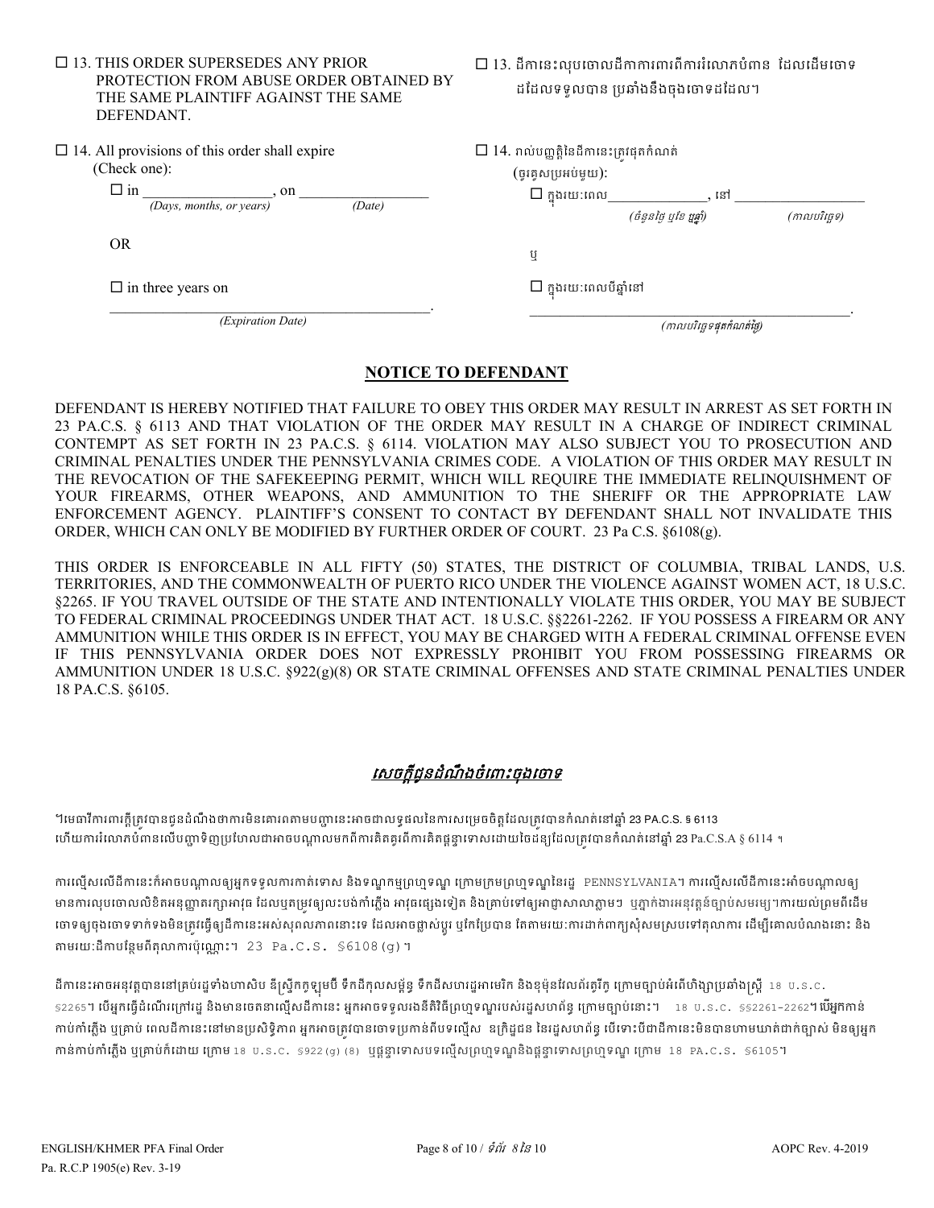☐ 13. THIS ORDER SUPERSEDES ANY PRIOR PROTECTION FROM ABUSE ORDER OBTAINED BY THE SAME PLAINTIFF AGAINST THE SAME DEFENDANT.

☐ 13. ដីកានេះលុបចោលដីកាការពារពីការរំលោភបំពាន ដែលដើមចោទដដែលទទួលបាន ប្រឆាំងនឹងចុងចោទដដែល។

☐ 14. All provisions of this order shall expire (Check one):

☐ in _________________, on _________________
*(Days, months, or years)* *(Date)*

OR

☐ in three years on

_______________________________________________.
*(Expiration Date)*

☐ 14. រាល់បញ្ញត្តិនៃដីកានេះត្រូវផុតកំណត់ (ចូរគូសប្រអប់មួយ):

☐ ក្នុងរយៈពេល______________, នៅ __________________
*(ចំនួនថ្ងៃ ឬខែ ឬឆ្នាំ)* *(កាលបរិច្ឆេទ)*

ឬ

☐ ក្នុងរយៈពេលបីឆ្នាំនៅ

_______________________________________________.
*(កាលបរិច្ឆេទផុតកំណត់ថ្ងៃ)*

## NOTICE TO DEFENDANT

DEFENDANT IS HEREBY NOTIFIED THAT FAILURE TO OBEY THIS ORDER MAY RESULT IN ARREST AS SET FORTH IN 23 PA.C.S. § 6113 AND THAT VIOLATION OF THE ORDER MAY RESULT IN A CHARGE OF INDIRECT CRIMINAL CONTEMPT AS SET FORTH IN 23 PA.C.S. § 6114. VIOLATION MAY ALSO SUBJECT YOU TO PROSECUTION AND CRIMINAL PENALTIES UNDER THE PENNSYLVANIA CRIMES CODE. A VIOLATION OF THIS ORDER MAY RESULT IN THE REVOCATION OF THE SAFEKEEPING PERMIT, WHICH WILL REQUIRE THE IMMEDIATE RELINQUISHMENT OF YOUR FIREARMS, OTHER WEAPONS, AND AMMUNITION TO THE SHERIFF OR THE APPROPRIATE LAW ENFORCEMENT AGENCY. PLAINTIFF'S CONSENT TO CONTACT BY DEFENDANT SHALL NOT INVALIDATE THIS ORDER, WHICH CAN ONLY BE MODIFIED BY FURTHER ORDER OF COURT. 23 Pa C.S. §6108(g).

THIS ORDER IS ENFORCEABLE IN ALL FIFTY (50) STATES, THE DISTRICT OF COLUMBIA, TRIBAL LANDS, U.S. TERRITORIES, AND THE COMMONWEALTH OF PUERTO RICO UNDER THE VIOLENCE AGAINST WOMEN ACT, 18 U.S.C. §2265. IF YOU TRAVEL OUTSIDE OF THE STATE AND INTENTIONALLY VIOLATE THIS ORDER, YOU MAY BE SUBJECT TO FEDERAL CRIMINAL PROCEEDINGS UNDER THAT ACT. 18 U.S.C. §§2261-2262. IF YOU POSSESS A FIREARM OR ANY AMMUNITION WHILE THIS ORDER IS IN EFFECT, YOU MAY BE CHARGED WITH A FEDERAL CRIMINAL OFFENSE EVEN IF THIS PENNSYLVANIA ORDER DOES NOT EXPRESSLY PROHIBIT YOU FROM POSSESSING FIREARMS OR AMMUNITION UNDER 18 U.S.C. §922(g)(8) OR STATE CRIMINAL OFFENSES AND STATE CRIMINAL PENALTIES UNDER 18 PA.C.S. §6105.

## សេចក្តីជូនដំណឹងចំពោះចុងចោទ

។មេធាវីការពារក្តីត្រូវបានជូនដំណឹងថាការមិនគោរពតាមបញ្ជានេះអាចជាលទ្ធផលនៃការសម្រេចចិត្តដែលត្រូវបានកំណត់នៅឆ្នាំ 23 PA.C.S. § 6113 ហើយការរំលោភបំពានលើបញ្ជាទិញប្រហែលជាអាចបណ្តាលមកពីការគិតគូរពីការគិតថ្លៃទ្ធាទោសដោយចៃដន្យដែលត្រូវបានកំណត់នៅឆ្នាំ 23 Pa.C.S.A § 6114 ។

ការល្មើសលើដីកានេះក៏អាចបណ្តាលឲ្យអ្នកទទួលការកាត់ទោស និងទណ្ឌកម្មព្រហ្មទណ្ឌ ក្រោមក្រមព្រហ្មទណ្ឌនៃរដ្ឋ PENNSYLVANIA។ ការល្មើសលើដីកានេះអាចបណ្តាលឲ្យមានការលុបចោលលិខិតអនុញ្ញាតរក្សាអាវុធ ដែលឬតម្រូវឲ្យលះបង់កាំភ្លើង អាវុធផ្សេងទៀត និងគ្រាប់ទៅឲ្យអាជ្ញាសាលាភ្លាមៗ ឬភ្នាក់ងារអនុវត្តន៍ច្បាប់សមរម្យ។ការយល់ព្រមពីដើមចោទឲ្យចុងចោទទាក់ទងមិនត្រូវធ្វើឲ្យដីកានេះអស់សុពលភាពនោះទេ ដែលអាចផ្លាស់ប្តូរ ឬកែប្រែបាន តែតាមរយៈការដាក់ពាក្យសុំសមស្របទៅតុលាការ ដើម្បីគោលបំណងនោះ និងតាមរយៈដីកាបន្ថែមពីតុលាការប៉ុណ្ណោះ។ 23 Pa.C.S. §6108(g)។

ដីកានេះអាចអនុវត្តបាននៅគ្រប់រដ្ឋទាំងហាសិប ឌីស្រ្តិកកូឡុមប៊ី ទឹកដីកុលសម្ព័ន្ធ ទឹកដីសហរដ្ឋអាមេរិក និងខុម៉ុនវែលព័រតូរីកូ ក្រោមច្បាប់អំពើហិង្សាប្រឆាំងស្ត្រី 18 U.S.C. §2265។ បើអ្នកធ្វើដំណើរក្រៅរដ្ឋ និងមានចេតនាល្មើសដីកានេះ អ្នកអាចទទួលរងនីតិវិធីព្រហ្មទណ្ឌរបស់រដ្ឋសហព័ន្ធ ក្រោមច្បាប់នោះ។ 18 U.S.C. §§2261-2262។បើអ្នកកាន់កាប់កាំភ្លើង ឬគ្រាប់ ពេលដីកានេះនៅមានប្រសិទ្ធិភាព អ្នកអាចត្រូវបានចោទប្រកាន់ពីបទល្មើស ឧក្រិដ្ឋជន នៃរដ្ឋសហព័ន្ធ បើទោះបីជាដីកានេះមិនបានហាមឃាត់ជាក់ច្បាស់ មិនឲ្យអ្នកកាន់កាប់កាំភ្លើង ឬគ្រាប់កំដោយ ក្រោម 18 U.S.C. §922(g)(8) ឬថ្នូទ្ធាទោសបទល្មើសព្រហ្មទណ្ឌនិងថ្នូទ្ធាទោសព្រហ្មទណ្ឌ ក្រោម 18 PA.C.S. §6105។

ENGLISH/KHMER PFA Final Order
Pa. R.C.P 1905(e) Rev. 3-19
AOPC Rev. 4-2019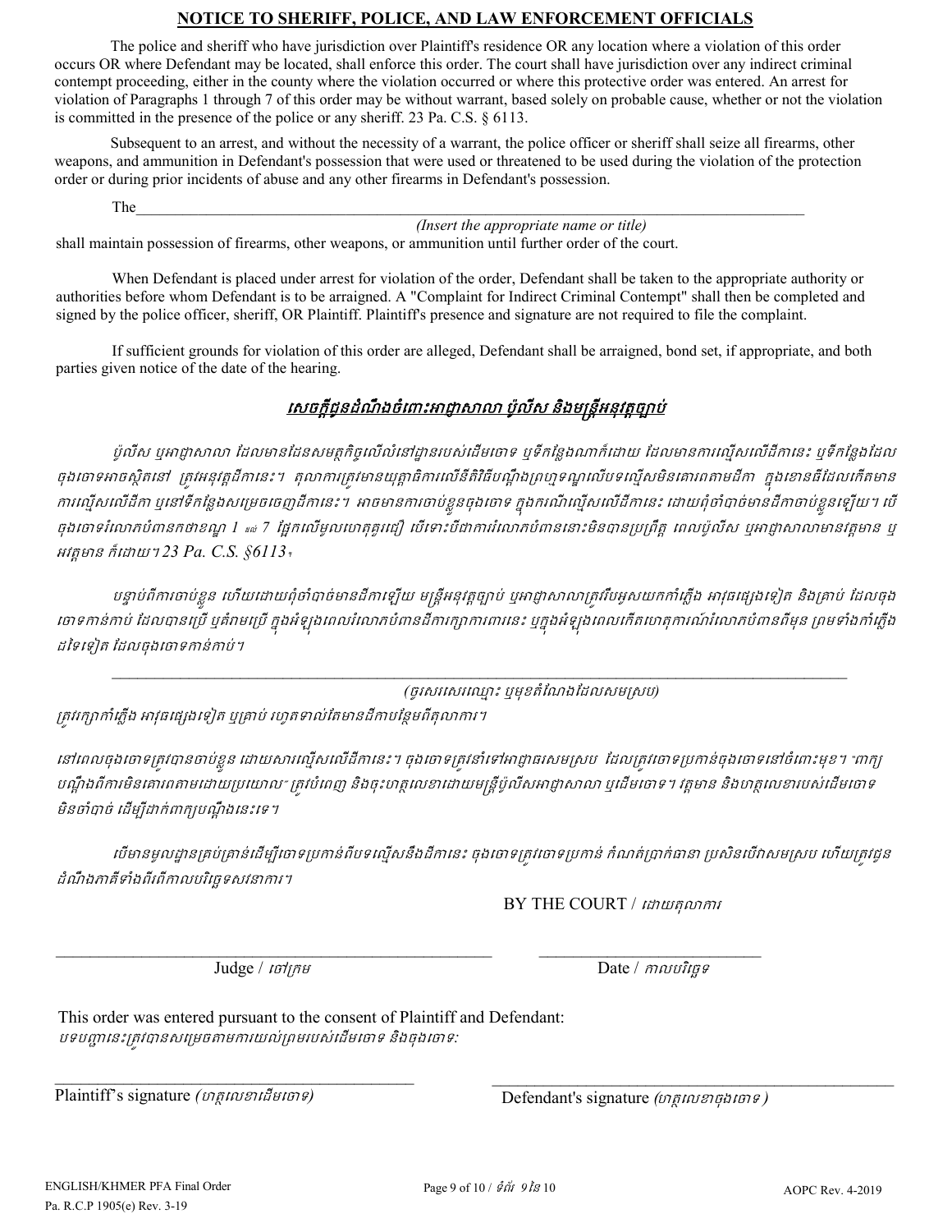## NOTICE TO SHERIFF, POLICE, AND LAW ENFORCEMENT OFFICIALS

The police and sheriff who have jurisdiction over Plaintiff's residence OR any location where a violation of this order occurs OR where Defendant may be located, shall enforce this order. The court shall have jurisdiction over any indirect criminal contempt proceeding, either in the county where the violation occurred or where this protective order was entered. An arrest for violation of Paragraphs 1 through 7 of this order may be without warrant, based solely on probable cause, whether or not the violation is committed in the presence of the police or any sheriff. 23 Pa. C.S. § 6113.

Subsequent to an arrest, and without the necessity of a warrant, the police officer or sheriff shall seize all firearms, other weapons, and ammunition in Defendant's possession that were used or threatened to be used during the violation of the protection order or during prior incidents of abuse and any other firearms in Defendant's possession.

The_______________________________________________________________________________
*(Insert the appropriate name or title)*
shall maintain possession of firearms, other weapons, or ammunition until further order of the court.

When Defendant is placed under arrest for violation of the order, Defendant shall be taken to the appropriate authority or authorities before whom Defendant is to be arraigned. A "Complaint for Indirect Criminal Contempt" shall then be completed and signed by the police officer, sheriff, OR Plaintiff. Plaintiff's presence and signature are not required to file the complaint.

If sufficient grounds for violation of this order are alleged, Defendant shall be arraigned, bond set, if appropriate, and both parties given notice of the date of the hearing.

## សេចក្តីជូនដំណឹងចំពោះអាជ្ញាសាលា ប៉ូលីស និងមន្ត្រីអនុវត្តច្បាប់

*ប៉ូលីស ឬអាជ្ញាសាលា ដែលមានដែនសមត្ថកិច្ចលើលំនៅដ្ឋានរបស់ដើមចោទ ឬទីកន្លែងណាក៏ដោយ ដែលមានការល្មើសលើដីកានេះ ឬទីកន្លែងដែលចុងចោទអាចស្ថិតនៅ ត្រូវអនុវត្តដីកានេះ។ តុលាការត្រូវមានយុត្តាធិការលើនីតិវិធីបណ្តឹងព្រហ្មទណ្ឌលើបទល្មើសមិនគោរពតាមដីកា ក្នុងខោនធីដែលកើតមានការល្មើសលើដីកា ឬនៅទីកន្លែងសម្រេចចេញដីកានេះ។ អាចមានការចាប់ខ្លួនចុងចោទ ក្នុងករណីល្មើសលើដីកានេះ ដោយពុំចាំបាច់មានដីកាចាប់ខ្លួនឡើយ។ បើចុងចោទរំលោភបំពានកថាខណ្ឌ 1 ដល់ 7 ផ្អែកលើមូលហេតុគួរជឿ បើទោះបីជាការរំលោភបំពាននោះមិនបានប្រព្រឹត្ត ពេលប៉ូលីស ឬអាជ្ញាសាលាមានវត្តមាន ឬអវត្តមាន ក៏ដោយ។ 23 Pa. C.S. §6113។*

*បន្ទាប់ពីការចាប់ខ្លួន ហើយដោយពុំចាំបាច់មានដីកាឡើយ មន្ត្រីអនុវត្តច្បាប់ ឬអាជ្ញាសាលាត្រូវរឹបអូសយកកាំភ្លើង អាវុធផ្សេងទៀត និងគ្រាប់ ដែលចុងចោទកាន់កាប់ ដែលបានប្រើ ឬគំរាមប្រើ ក្នុងអំឡុងពេលរំលោភបំពានដីកាការពារនេះ ឬក្នុងអំឡុងពេលកើតហេតុការណ៍រំលោភបំពានពីមុន ព្រមទាំងកាំភ្លើងដទៃទៀត ដែលចុងចោទកាន់កាប់។*

_______________________________________________________________________________
*(ចូរសរសេរឈ្មោះ ឬមុខតំណែងដែលសមស្រប)*
*ត្រូវរក្សាកាំភ្លើង អាវុធផ្សេងទៀត ឬគ្រាប់ រហូតទាល់តែមានដីកាបន្ថែមពីតុលាការ។*

*នៅពេលចុងចោទត្រូវបានចាប់ខ្លួន ដោយសារល្មើសលើដីកានេះ។ ចុងចោទត្រូវនាំទៅអាជ្ញាធរសមស្រប ដែលត្រូវចោទប្រកាន់ចុងចោទនៅចំពោះមុខ។ "ពាក្យបណ្តឹងពីការមិនគោរពតាមដោយប្រយោល" ត្រូវបំពេញ និងចុះហត្ថលេខាដោយមន្ត្រីប៉ូលីសអាជ្ញាសាលា ឬដើមចោទ។ វត្តមាន និងហត្ថលេខារបស់ដើមចោទមិនចាំបាច់ ដើម្បីដាក់ពាក្យបណ្តឹងនេះទេ។*

*បើមានមូលដ្ឋានគ្រប់គ្រាន់ដើម្បីចោទប្រកាន់ពីបទល្មើសនឹងដីកានេះ ចុងចោទត្រូវចោទប្រកាន់ កំណត់ប្រាក់ធានា ប្រសិនបើវាសមស្រប ហើយត្រូវជូនដំណឹងភាគីទាំងពីរពីកាលបរិច្ឆេទសវនាការ។*

BY THE COURT / *ដោយតុលាការ*

_______________________________________ Judge / *ចៅក្រម*

_______________________ Date / *កាលបរិច្ឆេទ*

This order was entered pursuant to the consent of Plaintiff and Defendant:
*បទបញ្ជានេះត្រូវបានសម្រេចតាមការយល់ព្រមរបស់ដើមចោទ និងចុងចោទ:*

_______________________________________ Plaintiff's signature *(ហត្ថលេខាដើមចោទ)*

_______________________________________ Defendant's signature *(ហត្ថលេខាចុងចោទ)*

ENGLISH/KHMER PFA Final Order
Pa. R.C.P 1905(e) Rev. 3-19

AOPC Rev. 4-2019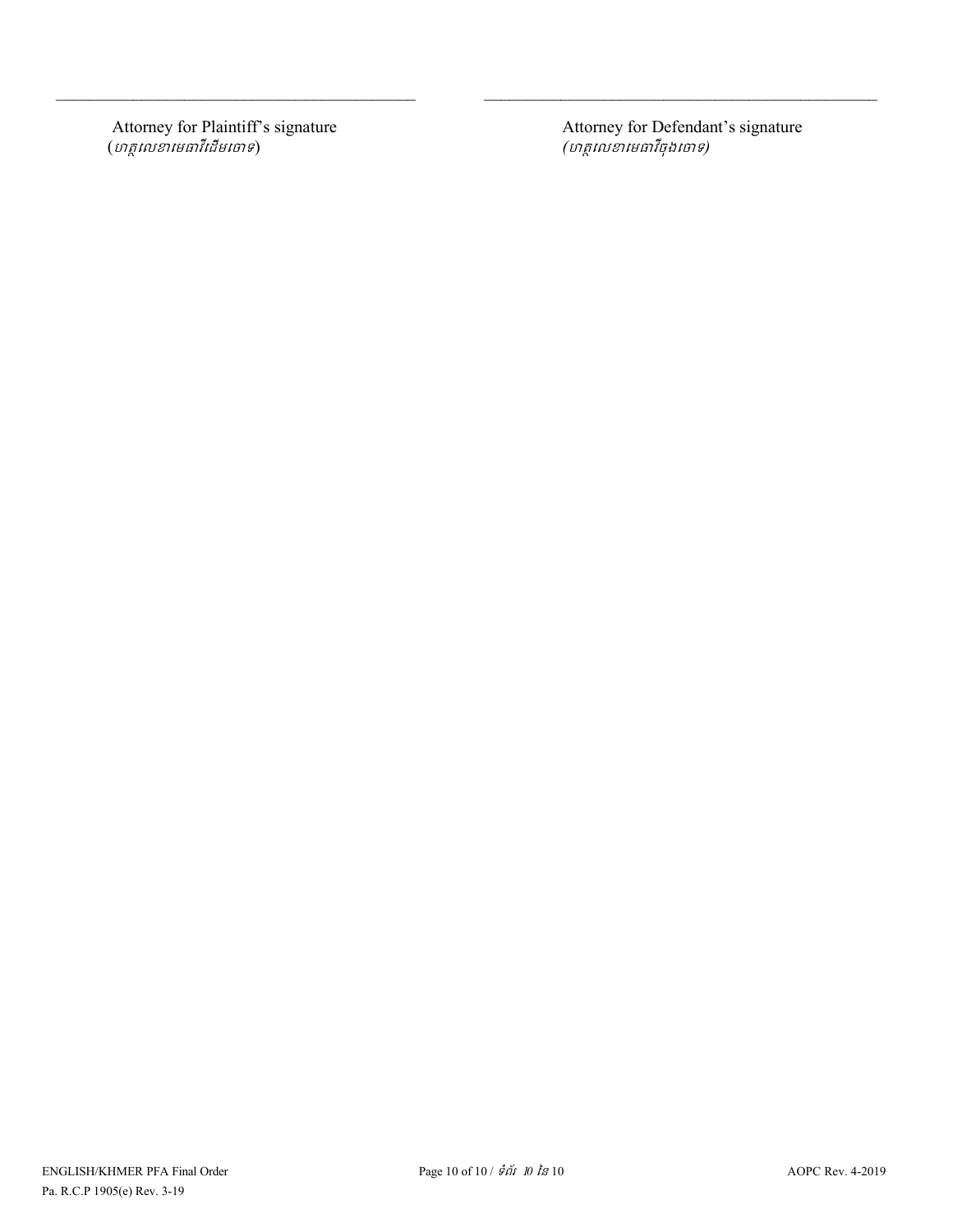\_\_\_\_\_\_\_\_\_\_\_\_\_\_\_\_\_\_\_\_\_\_\_\_\_\_\_\_\_\_\_\_\_\_\_\_\_\_\_\_\_\_\_\_

Attorney for Plaintiff's signature
*(ហត្ថលេខាមេធាវីដើមចោទ)*

\_\_\_\_\_\_\_\_\_\_\_\_\_\_\_\_\_\_\_\_\_\_\_\_\_\_\_\_\_\_\_\_\_\_\_\_\_\_\_\_\_\_\_\_

Attorney for Defendant's signature
*(ហត្ថលេខាមេធាវីចុងចោទ)*